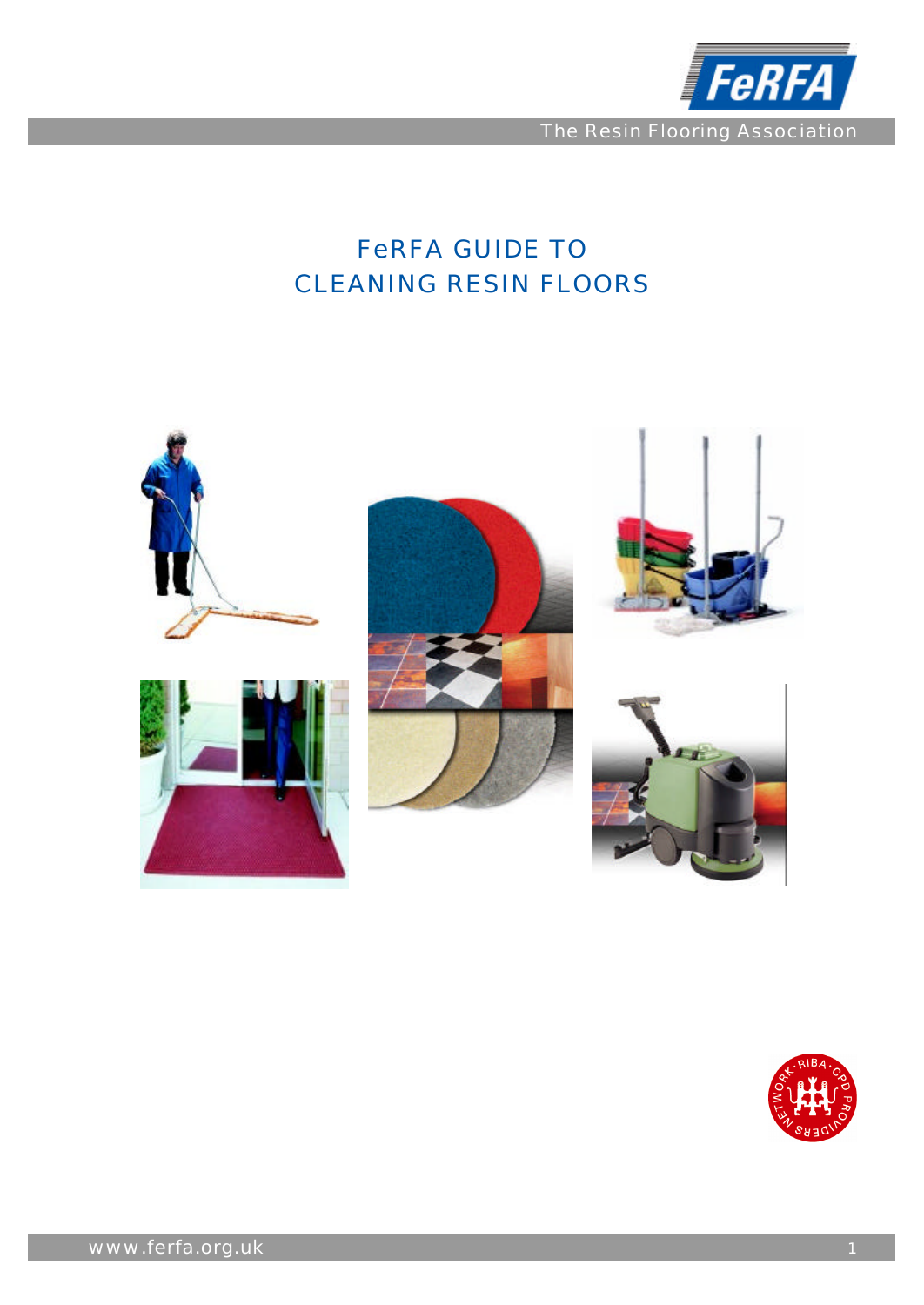FeRFA

The Resin Flooring Association

# FeRFA GUIDE TO CLEANING RESIN FLOORS

www.ferfa.org.uk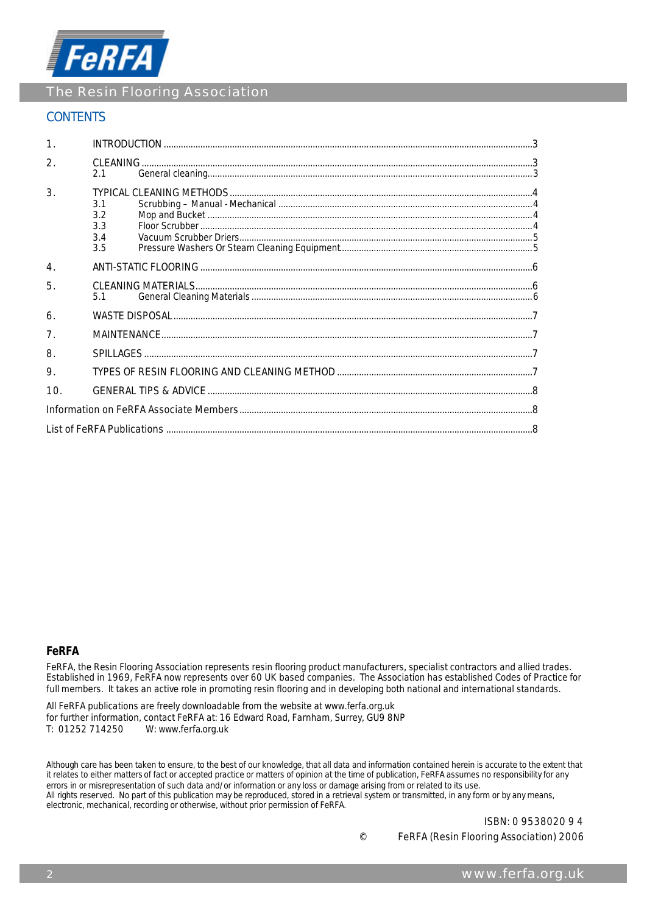The Resin Flooring Association

## CONTENTS

| | | |
|---|---|---|
| 1. | INTRODUCTION | 3 |
| 2. | CLEANING | 3 |
| | 2.1 General cleaning | 3 |
| 3. | TYPICAL CLEANING METHODS | 4 |
| | 3.1 Scrubbing – Manual - Mechanical | 4 |
| | 3.2 Mop and Bucket | 4 |
| | 3.3 Floor Scrubber | 4 |
| | 3.4 Vacuum Scrubber Driers | 5 |
| | 3.5 Pressure Washers Or Steam Cleaning Equipment | 5 |
| 4. | ANTI-STATIC FLOORING | 6 |
| 5. | CLEANING MATERIALS | 6 |
| | 5.1 General Cleaning Materials | 6 |
| 6. | WASTE DISPOSAL | 7 |
| 7. | MAINTENANCE | 7 |
| 8. | SPILLAGES | 7 |
| 9. | TYPES OF RESIN FLOORING AND CLEANING METHOD | 7 |
| 10. | GENERAL TIPS & ADVICE | 8 |
| | Information on FeRFA Associate Members | 8 |
| | List of FeRFA Publications | 8 |

**FeRFA**

FeRFA, the Resin Flooring Association represents resin flooring product manufacturers, specialist contractors and allied trades. Established in 1969, FeRFA now represents over 60 UK based companies. The Association has established Codes of Practice for full members. It takes an active role in promoting resin flooring and in developing both national and international standards.

All FeRFA publications are freely downloadable from the website at www.ferfa.org.uk
for further information, contact FeRFA at: 16 Edward Road, Farnham, Surrey, GU9 8NP
T: 01252 714250 W: www.ferfa.org.uk

Although care has been taken to ensure, to the best of our knowledge, that all data and information contained herein is accurate to the extent that it relates to either matters of fact or accepted practice or matters of opinion at the time of publication, FeRFA assumes no responsibility for any errors in or misrepresentation of such data and/or information or any loss or damage arising from or related to its use.
All rights reserved. No part of this publication may be reproduced, stored in a retrieval system or transmitted, in any form or by any means, electronic, mechanical, recording or otherwise, without prior permission of FeRFA.

ISBN: 0 9538020 9 4

© FeRFA (Resin Flooring Association) 2006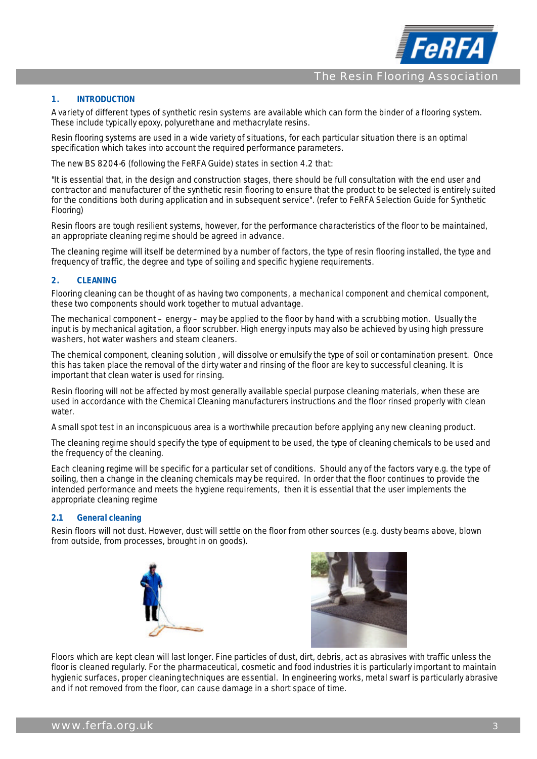## 1. INTRODUCTION

A variety of different types of synthetic resin systems are available which can form the binder of a flooring system. These include typically epoxy, polyurethane and methacrylate resins.

Resin flooring systems are used in a wide variety of situations, for each particular situation there is an optimal specification which takes into account the required performance parameters.

The new BS 8204-6 (following the FeRFA Guide) states in section 4.2 that:

"It is essential that, in the design and construction stages, there should be full consultation with the end user and contractor and manufacturer of the synthetic resin flooring to ensure that the product to be selected is entirely suited for the conditions both during application and in subsequent service". (refer to FeRFA Selection Guide for Synthetic Flooring)

Resin floors are tough resilient systems, however, for the performance characteristics of the floor to be maintained, an appropriate cleaning regime should be agreed in advance.

The cleaning regime will itself be determined by a number of factors, the type of resin flooring installed, the type and frequency of traffic, the degree and type of soiling and specific hygiene requirements.

## 2. CLEANING

Flooring cleaning can be thought of as having two components, a mechanical component and chemical component, these two components should work together to mutual advantage.

The mechanical component – energy – may be applied to the floor by hand with a scrubbing motion. Usually the input is by mechanical agitation, a floor scrubber. High energy inputs may also be achieved by using high pressure washers, hot water washers and steam cleaners.

The chemical component, cleaning solution , will dissolve or emulsify the type of soil or contamination present. Once this has taken place the removal of the dirty water and rinsing of the floor are key to successful cleaning. It is important that clean water is used for rinsing.

Resin flooring will not be affected by most generally available special purpose cleaning materials, when these are used in accordance with the Chemical Cleaning manufacturers instructions and the floor rinsed properly with clean water.

A small spot test in an inconspicuous area is a worthwhile precaution before applying any new cleaning product.

The cleaning regime should specify the type of equipment to be used, the type of cleaning chemicals to be used and the frequency of the cleaning.

Each cleaning regime will be specific for a particular set of conditions. Should any of the factors vary e.g. the type of soiling, then a change in the cleaning chemicals may be required. In order that the floor continues to provide the intended performance and meets the hygiene requirements, then it is essential that the user implements the appropriate cleaning regime

### 2.1 General cleaning

Resin floors will not dust. However, dust will settle on the floor from other sources (e.g. dusty beams above, blown from outside, from processes, brought in on goods).

Floors which are kept clean will last longer. Fine particles of dust, dirt, debris, act as abrasives with traffic unless the floor is cleaned regularly. For the pharmaceutical, cosmetic and food industries it is particularly important to maintain hygienic surfaces, proper cleaning techniques are essential. In engineering works, metal swarf is particularly abrasive and if not removed from the floor, can cause damage in a short space of time.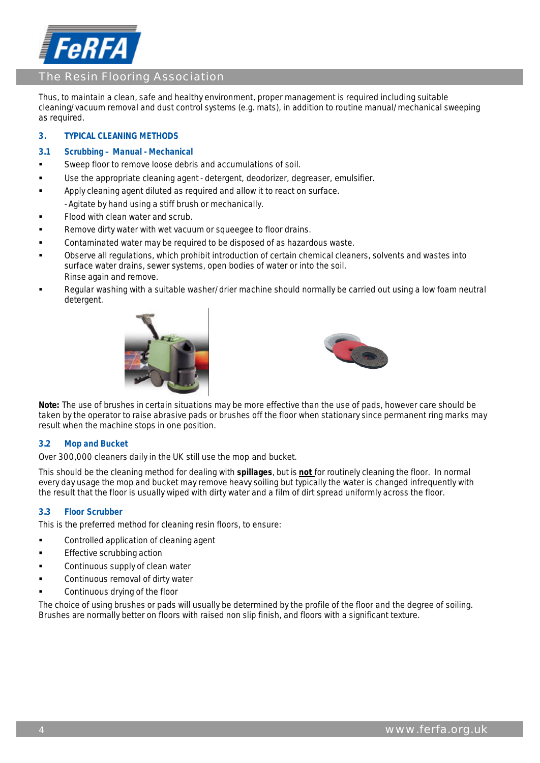Thus, to maintain a clean, safe and healthy environment, proper management is required including suitable cleaning/vacuum removal and dust control systems (e.g. mats), in addition to routine manual/mechanical sweeping as required.

## 3. TYPICAL CLEANING METHODS

### 3.1 Scrubbing – Manual - Mechanical

- Sweep floor to remove loose debris and accumulations of soil.
- Use the appropriate cleaning agent - detergent, deodorizer, degreaser, emulsifier.
- Apply cleaning agent diluted as required and allow it to react on surface.
  - Agitate by hand using a stiff brush or mechanically.
- Flood with clean water and scrub.
- Remove dirty water with wet vacuum or squeegee to floor drains.
- Contaminated water may be required to be disposed of as hazardous waste.
- Observe all regulations, which prohibit introduction of certain chemical cleaners, solvents and wastes into surface water drains, sewer systems, open bodies of water or into the soil.
  Rinse again and remove.
- Regular washing with a suitable washer/drier machine should normally be carried out using a low foam neutral detergent.

**Note:** The use of brushes in certain situations may be more effective than the use of pads, however care should be taken by the operator to raise abrasive pads or brushes off the floor when stationary since permanent ring marks may result when the machine stops in one position.

### 3.2 Mop and Bucket

Over 300,000 cleaners daily in the UK still use the mop and bucket.

This should be the cleaning method for dealing with **spillages**, but is **not** for routinely cleaning the floor. In normal every day usage the mop and bucket may remove heavy soiling but typically the water is changed infrequently with the result that the floor is usually wiped with dirty water and a film of dirt spread uniformly across the floor.

### 3.3 Floor Scrubber

This is the preferred method for cleaning resin floors, to ensure:

- Controlled application of cleaning agent
- Effective scrubbing action
- Continuous supply of clean water
- Continuous removal of dirty water
- Continuous drying of the floor

The choice of using brushes or pads will usually be determined by the profile of the floor and the degree of soiling. Brushes are normally better on floors with raised non slip finish, and floors with a significant texture.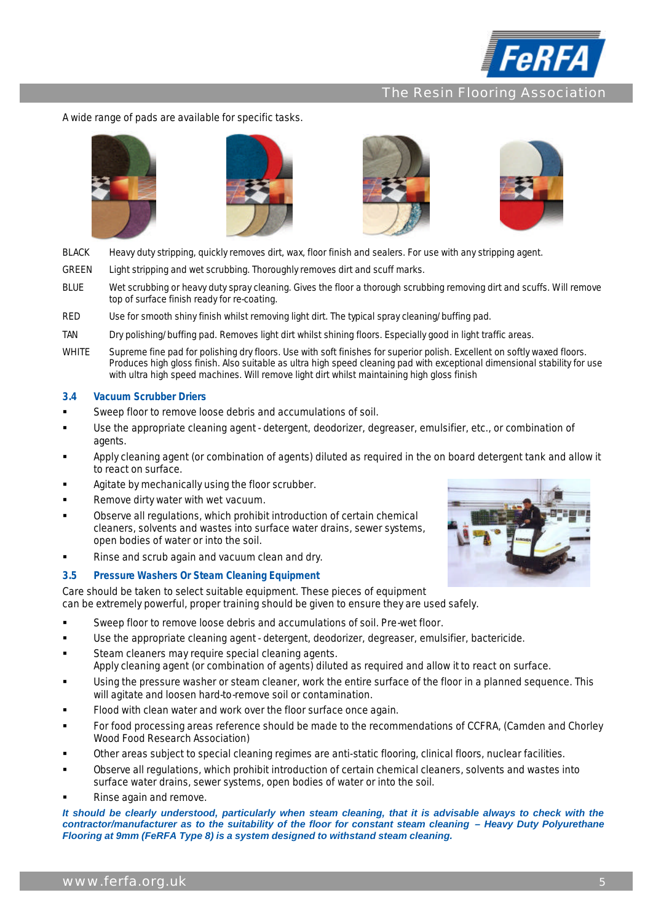A wide range of pads are available for specific tasks.

| | |
|---|---|
| BLACK | Heavy duty stripping, quickly removes dirt, wax, floor finish and sealers. For use with any stripping agent. |
| GREEN | Light stripping and wet scrubbing. Thoroughly removes dirt and scuff marks. |
| BLUE | Wet scrubbing or heavy duty spray cleaning. Gives the floor a thorough scrubbing removing dirt and scuffs. Will remove top of surface finish ready for re-coating. |
| RED | Use for smooth shiny finish whilst removing light dirt. The typical spray cleaning/buffing pad. |
| TAN | Dry polishing/buffing pad. Removes light dirt whilst shining floors. Especially good in light traffic areas. |
| WHITE | Supreme fine pad for polishing dry floors. Use with soft finishes for superior polish. Excellent on softly waxed floors. Produces high gloss finish. Also suitable as ultra high speed cleaning pad with exceptional dimensional stability for use with ultra high speed machines. Will remove light dirt whilst maintaining high gloss finish |

### 3.4 Vacuum Scrubber Driers

- Sweep floor to remove loose debris and accumulations of soil.
- Use the appropriate cleaning agent - detergent, deodorizer, degreaser, emulsifier, etc., or combination of agents.
- Apply cleaning agent (or combination of agents) diluted as required in the on board detergent tank and allow it to react on surface.
- Agitate by mechanically using the floor scrubber.
- Remove dirty water with wet vacuum.
- Observe all regulations, which prohibit introduction of certain chemical cleaners, solvents and wastes into surface water drains, sewer systems, open bodies of water or into the soil.
- Rinse and scrub again and vacuum clean and dry.

### 3.5 Pressure Washers Or Steam Cleaning Equipment

Care should be taken to select suitable equipment. These pieces of equipment can be extremely powerful, proper training should be given to ensure they are used safely.

- Sweep floor to remove loose debris and accumulations of soil. Pre-wet floor.
- Use the appropriate cleaning agent - detergent, deodorizer, degreaser, emulsifier, bactericide.
- Steam cleaners may require special cleaning agents.
  Apply cleaning agent (or combination of agents) diluted as required and allow it to react on surface.
- Using the pressure washer or steam cleaner, work the entire surface of the floor in a planned sequence. This will agitate and loosen hard-to-remove soil or contamination.
- Flood with clean water and work over the floor surface once again.
- For food processing areas reference should be made to the recommendations of CCFRA, (Camden and Chorley Wood Food Research Association)
- Other areas subject to special cleaning regimes are anti-static flooring, clinical floors, nuclear facilities.
- Observe all regulations, which prohibit introduction of certain chemical cleaners, solvents and wastes into surface water drains, sewer systems, open bodies of water or into the soil.
- Rinse again and remove.

***It should be clearly understood, particularly when steam cleaning, that it is advisable always to check with the contractor/manufacturer as to the suitability of the floor for constant steam cleaning – Heavy Duty Polyurethane Flooring at 9mm (FeRFA Type 8) is a system designed to withstand steam cleaning.***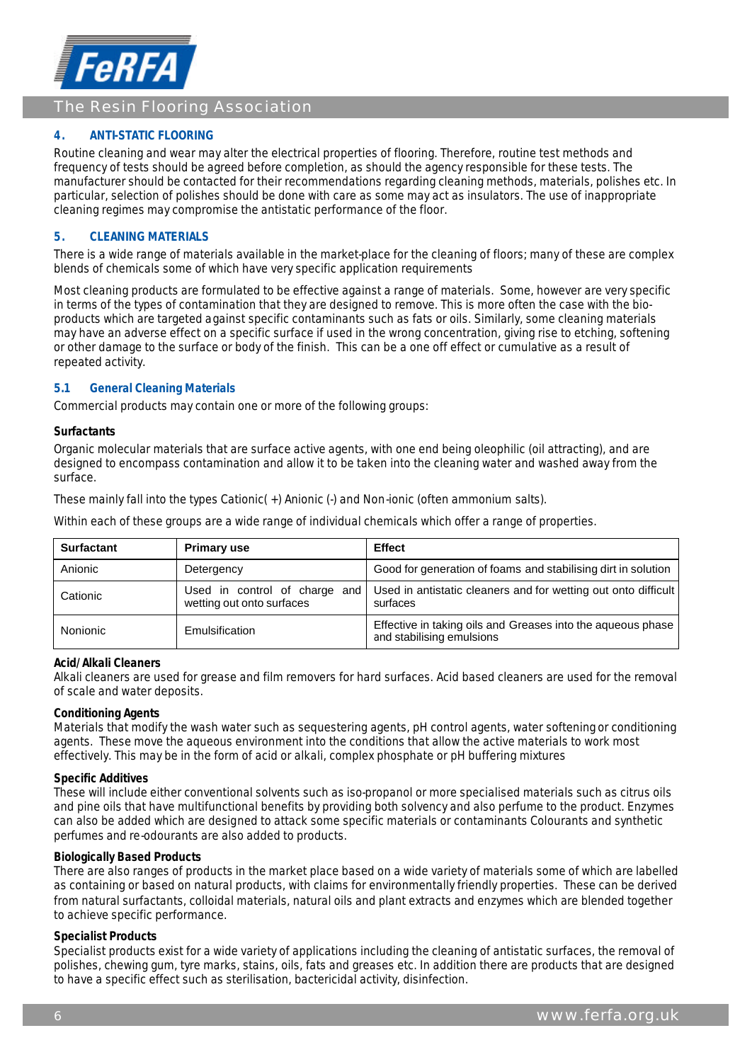## 4. ANTI-STATIC FLOORING

Routine cleaning and wear may alter the electrical properties of flooring. Therefore, routine test methods and frequency of tests should be agreed before completion, as should the agency responsible for these tests. The manufacturer should be contacted for their recommendations regarding cleaning methods, materials, polishes etc. In particular, selection of polishes should be done with care as some may act as insulators. The use of inappropriate cleaning regimes may compromise the antistatic performance of the floor.

## 5. CLEANING MATERIALS

There is a wide range of materials available in the market-place for the cleaning of floors; many of these are complex blends of chemicals some of which have very specific application requirements

Most cleaning products are formulated to be effective against a range of materials. Some, however are very specific in terms of the types of contamination that they are designed to remove. This is more often the case with the bio-products which are targeted against specific contaminants such as fats or oils. Similarly, some cleaning materials may have an adverse effect on a specific surface if used in the wrong concentration, giving rise to etching, softening or other damage to the surface or body of the finish. This can be a one off effect or cumulative as a result of repeated activity.

### 5.1 General Cleaning Materials

Commercial products may contain one or more of the following groups:

**Surfactants**

Organic molecular materials that are surface active agents, with one end being oleophilic (oil attracting), and are designed to encompass contamination and allow it to be taken into the cleaning water and washed away from the surface.

These mainly fall into the types Cationic( +) Anionic (-) and Non-ionic (often ammonium salts).

Within each of these groups are a wide range of individual chemicals which offer a range of properties.

| Surfactant | Primary use | Effect |
|---|---|---|
| Anionic | Detergency | Good for generation of foams and stabilising dirt in solution |
| Cationic | Used in control of charge and wetting out onto surfaces | Used in antistatic cleaners and for wetting out onto difficult surfaces |
| Nonionic | Emulsification | Effective in taking oils and Greases into the aqueous phase and stabilising emulsions |

**Acid/ Alkali Cleaners**

Alkali cleaners are used for grease and film removers for hard surfaces. Acid based cleaners are used for the removal of scale and water deposits.

**Conditioning Agents**

Materials that modify the wash water such as sequestering agents, pH control agents, water softening or conditioning agents. These move the aqueous environment into the conditions that allow the active materials to work most effectively. This may be in the form of acid or alkali, complex phosphate or pH buffering mixtures

**Specific Additives**

These will include either conventional solvents such as iso-propanol or more specialised materials such as citrus oils and pine oils that have multifunctional benefits by providing both solvency and also perfume to the product. Enzymes can also be added which are designed to attack some specific materials or contaminants Colourants and synthetic perfumes and re-odourants are also added to products.

**Biologically Based Products**

There are also ranges of products in the market place based on a wide variety of materials some of which are labelled as containing or based on natural products, with claims for environmentally friendly properties. These can be derived from natural surfactants, colloidal materials, natural oils and plant extracts and enzymes which are blended together to achieve specific performance.

**Specialist Products**

Specialist products exist for a wide variety of applications including the cleaning of antistatic surfaces, the removal of polishes, chewing gum, tyre marks, stains, oils, fats and greases etc. In addition there are products that are designed to have a specific effect such as sterilisation, bactericidal activity, disinfection.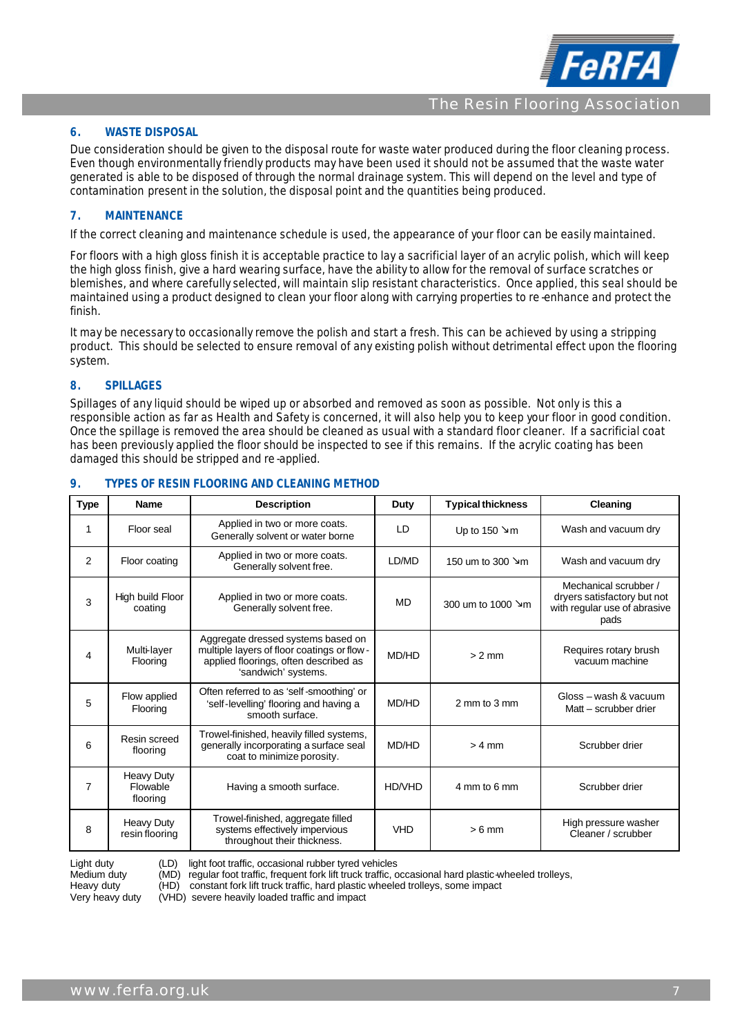## 6. WASTE DISPOSAL

Due consideration should be given to the disposal route for waste water produced during the floor cleaning process. Even though environmentally friendly products may have been used it should not be assumed that the waste water generated is able to be disposed of through the normal drainage system. This will depend on the level and type of contamination present in the solution, the disposal point and the quantities being produced.

## 7. MAINTENANCE

If the correct cleaning and maintenance schedule is used, the appearance of your floor can be easily maintained.

For floors with a high gloss finish it is acceptable practice to lay a sacrificial layer of an acrylic polish, which will keep the high gloss finish, give a hard wearing surface, have the ability to allow for the removal of surface scratches or blemishes, and where carefully selected, will maintain slip resistant characteristics. Once applied, this seal should be maintained using a product designed to clean your floor along with carrying properties to re-enhance and protect the finish.

It may be necessary to occasionally remove the polish and start a fresh. This can be achieved by using a stripping product. This should be selected to ensure removal of any existing polish without detrimental effect upon the flooring system.

## 8. SPILLAGES

Spillages of any liquid should be wiped up or absorbed and removed as soon as possible. Not only is this a responsible action as far as Health and Safety is concerned, it will also help you to keep your floor in good condition. Once the spillage is removed the area should be cleaned as usual with a standard floor cleaner. If a sacrificial coat has been previously applied the floor should be inspected to see if this remains. If the acrylic coating has been damaged this should be stripped and re-applied.

## 9. TYPES OF RESIN FLOORING AND CLEANING METHOD

| Type | Name | Description | Duty | Typical thickness | Cleaning |
|---|---|---|---|---|---|
| 1 | Floor seal | Applied in two or more coats. Generally solvent or water borne | LD | Up to 150 ↘m | Wash and vacuum dry |
| 2 | Floor coating | Applied in two or more coats. Generally solvent free. | LD/MD | 150 um to 300 ↘m | Wash and vacuum dry |
| 3 | High build Floor coating | Applied in two or more coats. Generally solvent free. | MD | 300 um to 1000 ↘m | Mechanical scrubber / dryers satisfactory but not with regular use of abrasive pads |
| 4 | Multi-layer Flooring | Aggregate dressed systems based on multiple layers of floor coatings or flow-applied floorings, often described as 'sandwich' systems. | MD/HD | > 2 mm | Requires rotary brush vacuum machine |
| 5 | Flow applied Flooring | Often referred to as 'self-smoothing' or 'self-levelling' flooring and having a smooth surface. | MD/HD | 2 mm to 3 mm | Gloss – wash & vacuum<br>Matt – scrubber drier |
| 6 | Resin screed flooring | Trowel-finished, heavily filled systems, generally incorporating a surface seal coat to minimize porosity. | MD/HD | > 4 mm | Scrubber drier |
| 7 | Heavy Duty Flowable flooring | Having a smooth surface. | HD/VHD | 4 mm to 6 mm | Scrubber drier |
| 8 | Heavy Duty resin flooring | Trowel-finished, aggregate filled systems effectively impervious throughout their thickness. | VHD | > 6 mm | High pressure washer Cleaner / scrubber |

Light duty (LD) light foot traffic, occasional rubber tyred vehicles
Medium duty (MD) regular foot traffic, frequent fork lift truck traffic, occasional hard plastic-wheeled trolleys,
Heavy duty (HD) constant fork lift truck traffic, hard plastic wheeled trolleys, some impact
Very heavy duty (VHD) severe heavily loaded traffic and impact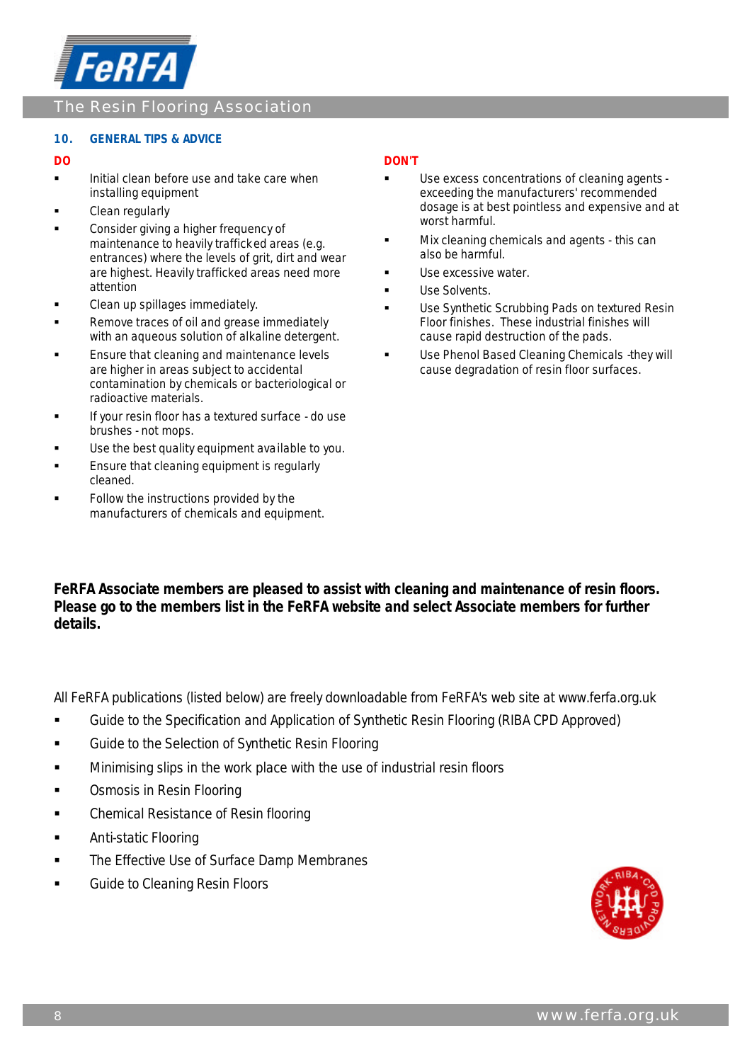## 10. GENERAL TIPS & ADVICE

**DO**

- Initial clean before use and take care when installing equipment
- Clean regularly
- Consider giving a higher frequency of maintenance to heavily trafficked areas (e.g. entrances) where the levels of grit, dirt and wear are highest. Heavily trafficked areas need more attention
- Clean up spillages immediately.
- Remove traces of oil and grease immediately with an aqueous solution of alkaline detergent.
- Ensure that cleaning and maintenance levels are higher in areas subject to accidental contamination by chemicals or bacteriological or radioactive materials.
- If your resin floor has a textured surface - do use brushes - not mops.
- Use the best quality equipment available to you.
- Ensure that cleaning equipment is regularly cleaned.
- Follow the instructions provided by the manufacturers of chemicals and equipment.

**DON'T**

- Use excess concentrations of cleaning agents - exceeding the manufacturers' recommended dosage is at best pointless and expensive and at worst harmful.
- Mix cleaning chemicals and agents - this can also be harmful.
- Use excessive water.
- Use Solvents.
- Use Synthetic Scrubbing Pads on textured Resin Floor finishes. These industrial finishes will cause rapid destruction of the pads.
- Use Phenol Based Cleaning Chemicals -they will cause degradation of resin floor surfaces.

**FeRFA Associate members are pleased to assist with cleaning and maintenance of resin floors. Please go to the members list in the FeRFA website and select Associate members for further details.**

All FeRFA publications (listed below) are freely downloadable from FeRFA's web site at www.ferfa.org.uk

- Guide to the Specification and Application of Synthetic Resin Flooring (RIBA CPD Approved)
- Guide to the Selection of Synthetic Resin Flooring
- Minimising slips in the work place with the use of industrial resin floors
- Osmosis in Resin Flooring
- Chemical Resistance of Resin flooring
- Anti-static Flooring
- The Effective Use of Surface Damp Membranes
- Guide to Cleaning Resin Floors